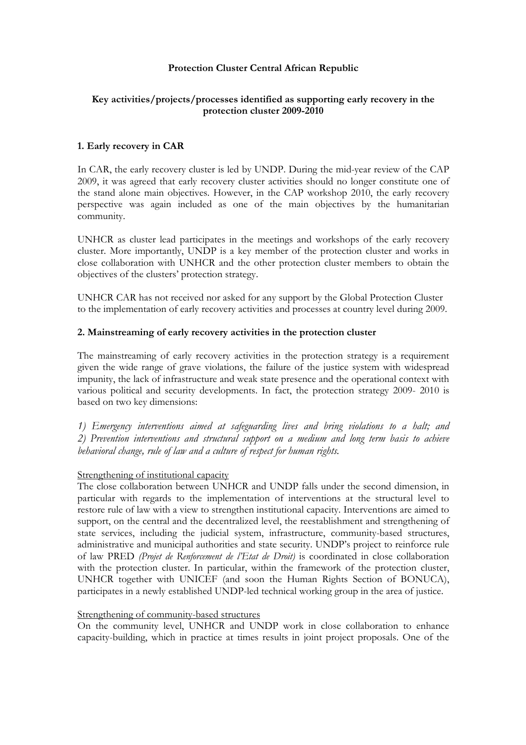**Protection Cluster Central African Republic**

**Key activities/projects/processes identified as supporting early recovery in the protection cluster 2009-2010**

## 1. Early recovery in CAR

In CAR, the early recovery cluster is led by UNDP. During the mid-year review of the CAP 2009, it was agreed that early recovery cluster activities should no longer constitute one of the stand alone main objectives. However, in the CAP workshop 2010, the early recovery perspective was again included as one of the main objectives by the humanitarian community.

UNHCR as cluster lead participates in the meetings and workshops of the early recovery cluster. More importantly, UNDP is a key member of the protection cluster and works in close collaboration with UNHCR and the other protection cluster members to obtain the objectives of the clusters' protection strategy.

UNHCR CAR has not received nor asked for any support by the Global Protection Cluster to the implementation of early recovery activities and processes at country level during 2009.

## 2. Mainstreaming of early recovery activities in the protection cluster

The mainstreaming of early recovery activities in the protection strategy is a requirement given the wide range of grave violations, the failure of the justice system with widespread impunity, the lack of infrastructure and weak state presence and the operational context with various political and security developments. In fact, the protection strategy 2009- 2010 is based on two key dimensions:

*1) Emergency interventions aimed at safeguarding lives and bring violations to a halt; and 2) Prevention interventions and structural support on a medium and long term basis to achieve behavioral change, rule of law and a culture of respect for human rights.*

<u>Strengthening of institutional capacity</u>
The close collaboration between UNHCR and UNDP falls under the second dimension, in particular with regards to the implementation of interventions at the structural level to restore rule of law with a view to strengthen institutional capacity. Interventions are aimed to support, on the central and the decentralized level, the reestablishment and strengthening of state services, including the judicial system, infrastructure, community-based structures, administrative and municipal authorities and state security. UNDP's project to reinforce rule of law PRED *(Projet de Renforcement de l'Etat de Droit)* is coordinated in close collaboration with the protection cluster. In particular, within the framework of the protection cluster, UNHCR together with UNICEF (and soon the Human Rights Section of BONUCA), participates in a newly established UNDP-led technical working group in the area of justice.

<u>Strengthening of community-based structures</u>
On the community level, UNHCR and UNDP work in close collaboration to enhance capacity-building, which in practice at times results in joint project proposals. One of the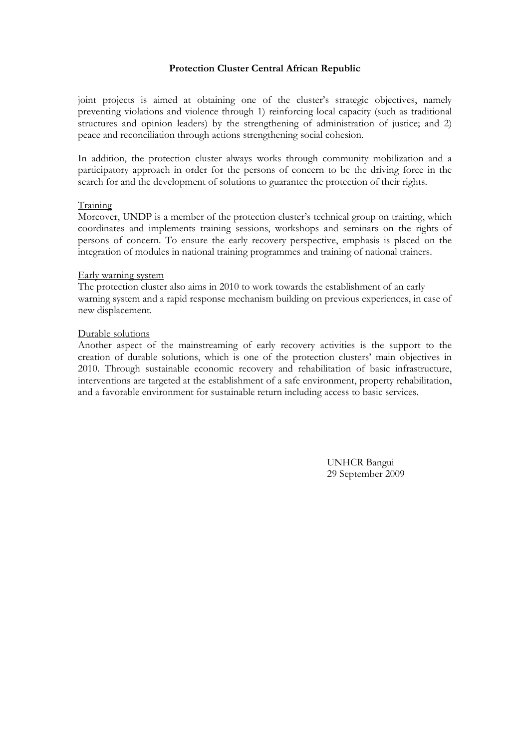joint projects is aimed at obtaining one of the cluster's strategic objectives, namely preventing violations and violence through 1) reinforcing local capacity (such as traditional structures and opinion leaders) by the strengthening of administration of justice; and 2) peace and reconciliation through actions strengthening social cohesion.

In addition, the protection cluster always works through community mobilization and a participatory approach in order for the persons of concern to be the driving force in the search for and the development of solutions to guarantee the protection of their rights.

<u>Training</u>
Moreover, UNDP is a member of the protection cluster's technical group on training, which coordinates and implements training sessions, workshops and seminars on the rights of persons of concern. To ensure the early recovery perspective, emphasis is placed on the integration of modules in national training programmes and training of national trainers.

<u>Early warning system</u>
The protection cluster also aims in 2010 to work towards the establishment of an early warning system and a rapid response mechanism building on previous experiences, in case of new displacement.

<u>Durable solutions</u>
Another aspect of the mainstreaming of early recovery activities is the support to the creation of durable solutions, which is one of the protection clusters' main objectives in 2010. Through sustainable economic recovery and rehabilitation of basic infrastructure, interventions are targeted at the establishment of a safe environment, property rehabilitation, and a favorable environment for sustainable return including access to basic services.

UNHCR Bangui
29 September 2009